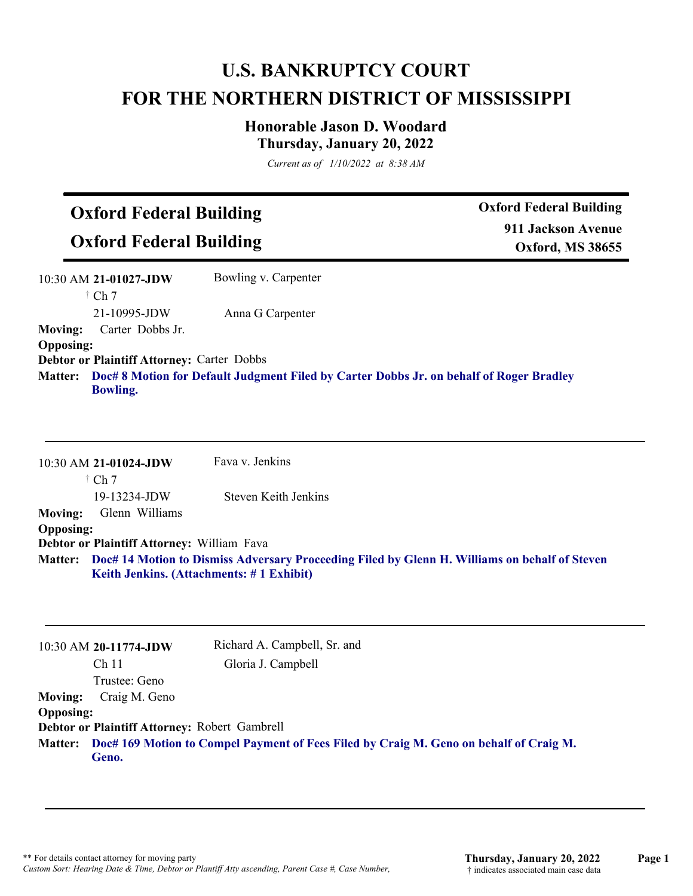# U.S. BANKRUPTCY COURT
# FOR THE NORTHERN DISTRICT OF MISSISSIPPI

### Honorable Jason D. Woodard
### Thursday, January 20, 2022

*Current as of 1/10/2022 at 8:38 AM*

## Oxford Federal Building
## Oxford Federal Building

**Oxford Federal Building**
**911 Jackson Avenue**
**Oxford, MS 38655**

---

10:30 AM **21-01027-JDW** Bowling v. Carpenter
† Ch 7
21-10995-JDW Anna G Carpenter

**Moving:** Carter Dobbs Jr.
**Opposing:**
**Debtor or Plaintiff Attorney:** Carter Dobbs
**Matter:** **Doc# 8 Motion for Default Judgment Filed by Carter Dobbs Jr. on behalf of Roger Bradley Bowling.**

---

10:30 AM **21-01024-JDW** Fava v. Jenkins
† Ch 7
19-13234-JDW Steven Keith Jenkins

**Moving:** Glenn Williams
**Opposing:**
**Debtor or Plaintiff Attorney:** William Fava
**Matter:** **Doc# 14 Motion to Dismiss Adversary Proceeding Filed by Glenn H. Williams on behalf of Steven Keith Jenkins. (Attachments: # 1 Exhibit)**

---

10:30 AM **20-11774-JDW** Richard A. Campbell, Sr. and Gloria J. Campbell
Ch 11
Trustee: Geno

**Moving:** Craig M. Geno
**Opposing:**
**Debtor or Plaintiff Attorney:** Robert Gambrell
**Matter:** **Doc# 169 Motion to Compel Payment of Fees Filed by Craig M. Geno on behalf of Craig M. Geno.**

---

** For details contact attorney for moving party
*Custom Sort: Hearing Date & Time, Debtor or Plantiff Atty ascending, Parent Case #, Case Number,*
† indicates associated main case data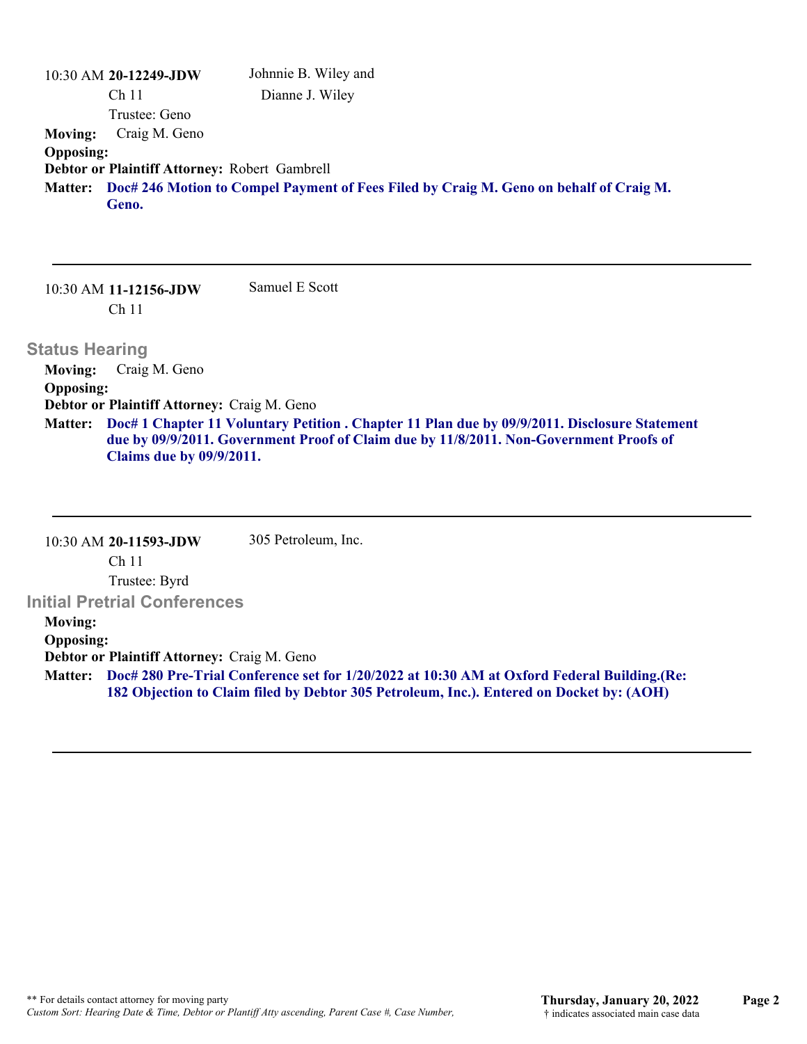10:30 AM **20-12249-JDW** Johnnie B. Wiley and Dianne J. Wiley
Ch 11
Trustee: Geno

**Moving:** Craig M. Geno
**Opposing:**
**Debtor or Plaintiff Attorney:** Robert Gambrell
**Matter:** **Doc# 246 Motion to Compel Payment of Fees Filed by Craig M. Geno on behalf of Craig M. Geno.**

---

10:30 AM **11-12156-JDW** Samuel E Scott
Ch 11

## Status Hearing

**Moving:** Craig M. Geno
**Opposing:**
**Debtor or Plaintiff Attorney:** Craig M. Geno
**Matter:** **Doc# 1 Chapter 11 Voluntary Petition . Chapter 11 Plan due by 09/9/2011. Disclosure Statement due by 09/9/2011. Government Proof of Claim due by 11/8/2011. Non-Government Proofs of Claims due by 09/9/2011.**

---

10:30 AM **20-11593-JDW** 305 Petroleum, Inc.
Ch 11
Trustee: Byrd

## Initial Pretrial Conferences

**Moving:**
**Opposing:**
**Debtor or Plaintiff Attorney:** Craig M. Geno
**Matter:** **Doc# 280 Pre-Trial Conference set for 1/20/2022 at 10:30 AM at Oxford Federal Building.(Re: 182 Objection to Claim filed by Debtor 305 Petroleum, Inc.). Entered on Docket by: (AOH)**

---

** For details contact attorney for moving party
*Custom Sort: Hearing Date & Time, Debtor or Plantiff Atty ascending, Parent Case #, Case Number,*

**Thursday, January 20, 2022**
† indicates associated main case data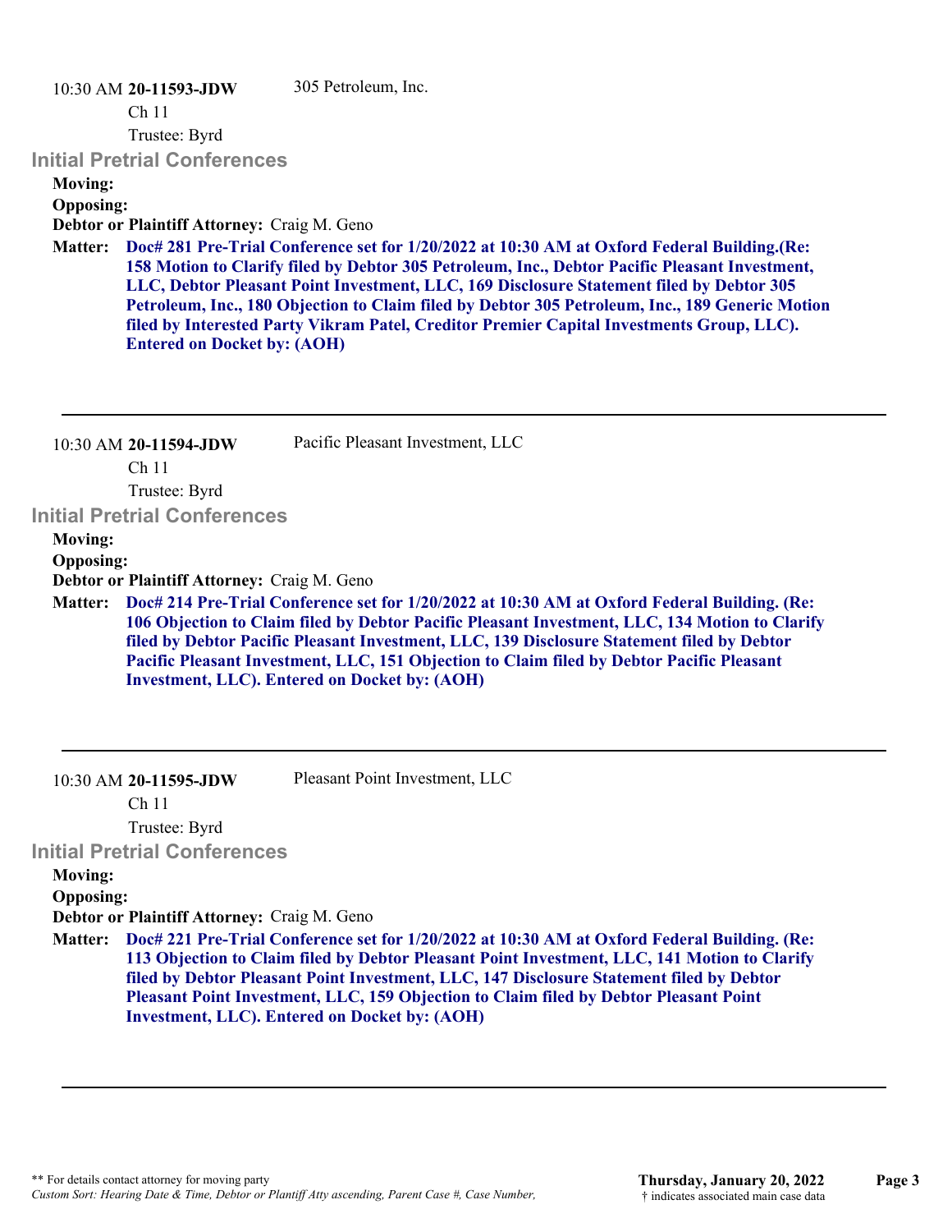10:30 AM **20-11593-JDW** 305 Petroleum, Inc.

Ch 11

Trustee: Byrd

## Initial Pretrial Conferences

**Moving:**

**Opposing:**

**Debtor or Plaintiff Attorney:** Craig M. Geno

**Matter:** **Doc# 281 Pre-Trial Conference set for 1/20/2022 at 10:30 AM at Oxford Federal Building.(Re: 158 Motion to Clarify filed by Debtor 305 Petroleum, Inc., Debtor Pacific Pleasant Investment, LLC, Debtor Pleasant Point Investment, LLC, 169 Disclosure Statement filed by Debtor 305 Petroleum, Inc., 180 Objection to Claim filed by Debtor 305 Petroleum, Inc., 189 Generic Motion filed by Interested Party Vikram Patel, Creditor Premier Capital Investments Group, LLC). Entered on Docket by: (AOH)**

---

10:30 AM **20-11594-JDW** Pacific Pleasant Investment, LLC

Ch 11

Trustee: Byrd

## Initial Pretrial Conferences

**Moving:**

**Opposing:**

**Debtor or Plaintiff Attorney:** Craig M. Geno

**Matter:** **Doc# 214 Pre-Trial Conference set for 1/20/2022 at 10:30 AM at Oxford Federal Building. (Re: 106 Objection to Claim filed by Debtor Pacific Pleasant Investment, LLC, 134 Motion to Clarify filed by Debtor Pacific Pleasant Investment, LLC, 139 Disclosure Statement filed by Debtor Pacific Pleasant Investment, LLC, 151 Objection to Claim filed by Debtor Pacific Pleasant Investment, LLC). Entered on Docket by: (AOH)**

---

10:30 AM **20-11595-JDW** Pleasant Point Investment, LLC

Ch 11

Trustee: Byrd

## Initial Pretrial Conferences

**Moving:**

**Opposing:**

**Debtor or Plaintiff Attorney:** Craig M. Geno

**Matter:** **Doc# 221 Pre-Trial Conference set for 1/20/2022 at 10:30 AM at Oxford Federal Building. (Re: 113 Objection to Claim filed by Debtor Pleasant Point Investment, LLC, 141 Motion to Clarify filed by Debtor Pleasant Point Investment, LLC, 147 Disclosure Statement filed by Debtor Pleasant Point Investment, LLC, 159 Objection to Claim filed by Debtor Pleasant Point Investment, LLC). Entered on Docket by: (AOH)**

---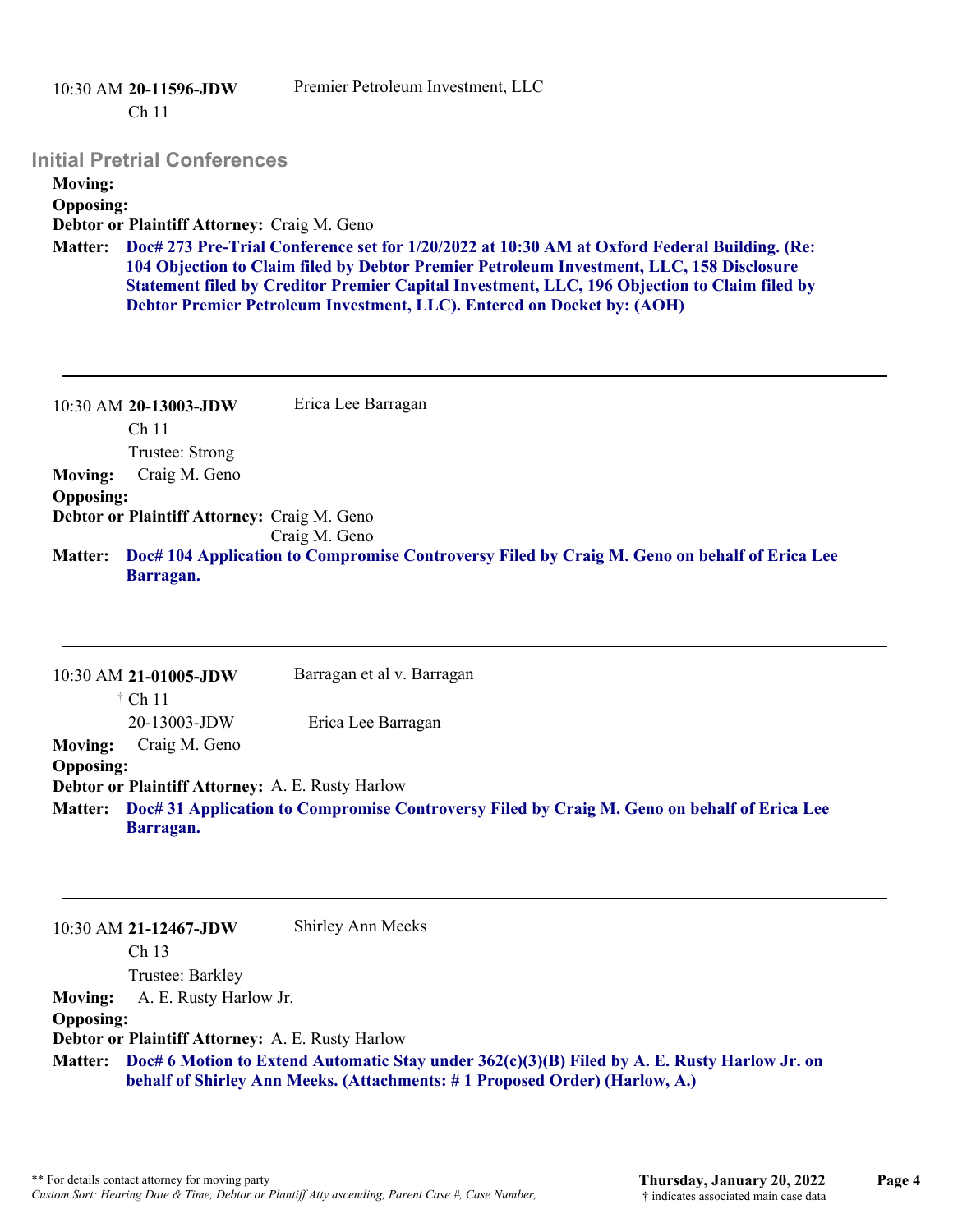10:30 AM **20-11596-JDW** Premier Petroleum Investment, LLC

Ch 11

## Initial Pretrial Conferences

**Moving:**

**Opposing:**

**Debtor or Plaintiff Attorney:** Craig M. Geno

**Matter:** **Doc# 273 Pre-Trial Conference set for 1/20/2022 at 10:30 AM at Oxford Federal Building. (Re: 104 Objection to Claim filed by Debtor Premier Petroleum Investment, LLC, 158 Disclosure Statement filed by Creditor Premier Capital Investment, LLC, 196 Objection to Claim filed by Debtor Premier Petroleum Investment, LLC). Entered on Docket by: (AOH)**

---

10:30 AM **20-13003-JDW** Erica Lee Barragan

Ch 11

Trustee: Strong

**Moving:** Craig M. Geno

**Opposing:**

**Debtor or Plaintiff Attorney:** Craig M. Geno

Craig M. Geno

**Matter:** **Doc# 104 Application to Compromise Controversy Filed by Craig M. Geno on behalf of Erica Lee Barragan.**

---

10:30 AM **21-01005-JDW** Barragan et al v. Barragan

† Ch 11

20-13003-JDW Erica Lee Barragan

**Moving:** Craig M. Geno

**Opposing:**

**Debtor or Plaintiff Attorney:** A. E. Rusty Harlow

**Matter:** **Doc# 31 Application to Compromise Controversy Filed by Craig M. Geno on behalf of Erica Lee Barragan.**

---

10:30 AM **21-12467-JDW** Shirley Ann Meeks

Ch 13

Trustee: Barkley

**Moving:** A. E. Rusty Harlow Jr.

**Opposing:**

**Debtor or Plaintiff Attorney:** A. E. Rusty Harlow

**Matter:** **Doc# 6 Motion to Extend Automatic Stay under 362(c)(3)(B) Filed by A. E. Rusty Harlow Jr. on behalf of Shirley Ann Meeks. (Attachments: # 1 Proposed Order) (Harlow, A.)**

---

** For details contact attorney for moving party

*Custom Sort: Hearing Date & Time, Debtor or Plantiff Atty ascending, Parent Case #, Case Number,*

**Thursday, January 20, 2022**

† indicates associated main case data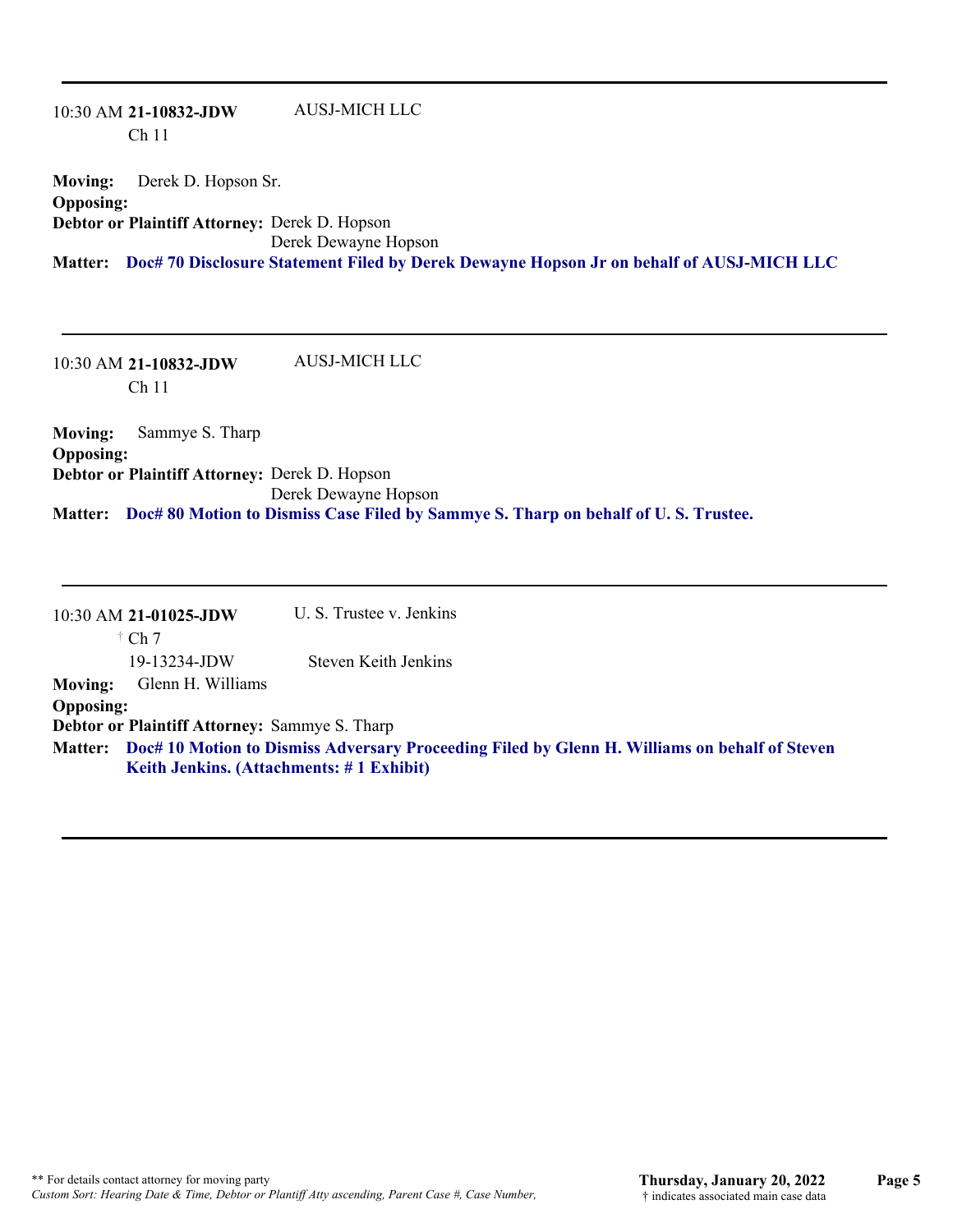---

10:30 AM **21-10832-JDW** AUSJ-MICH LLC
Ch 11

**Moving:** Derek D. Hopson Sr.
**Opposing:**
**Debtor or Plaintiff Attorney:** Derek D. Hopson
Derek Dewayne Hopson
**Matter:** **Doc# 70 Disclosure Statement Filed by Derek Dewayne Hopson Jr on behalf of AUSJ-MICH LLC**

---

10:30 AM **21-10832-JDW** AUSJ-MICH LLC
Ch 11

**Moving:** Sammye S. Tharp
**Opposing:**
**Debtor or Plaintiff Attorney:** Derek D. Hopson
Derek Dewayne Hopson
**Matter:** **Doc# 80 Motion to Dismiss Case Filed by Sammye S. Tharp on behalf of U. S. Trustee.**

---

10:30 AM **21-01025-JDW** U. S. Trustee v. Jenkins
† Ch 7
19-13234-JDW Steven Keith Jenkins

**Moving:** Glenn H. Williams
**Opposing:**
**Debtor or Plaintiff Attorney:** Sammye S. Tharp
**Matter:** **Doc# 10 Motion to Dismiss Adversary Proceeding Filed by Glenn H. Williams on behalf of Steven Keith Jenkins. (Attachments: # 1 Exhibit)**

---

** For details contact attorney for moving party
*Custom Sort: Hearing Date & Time, Debtor or Plantiff Atty ascending, Parent Case #, Case Number,*

**Thursday, January 20, 2022**
† indicates associated main case data